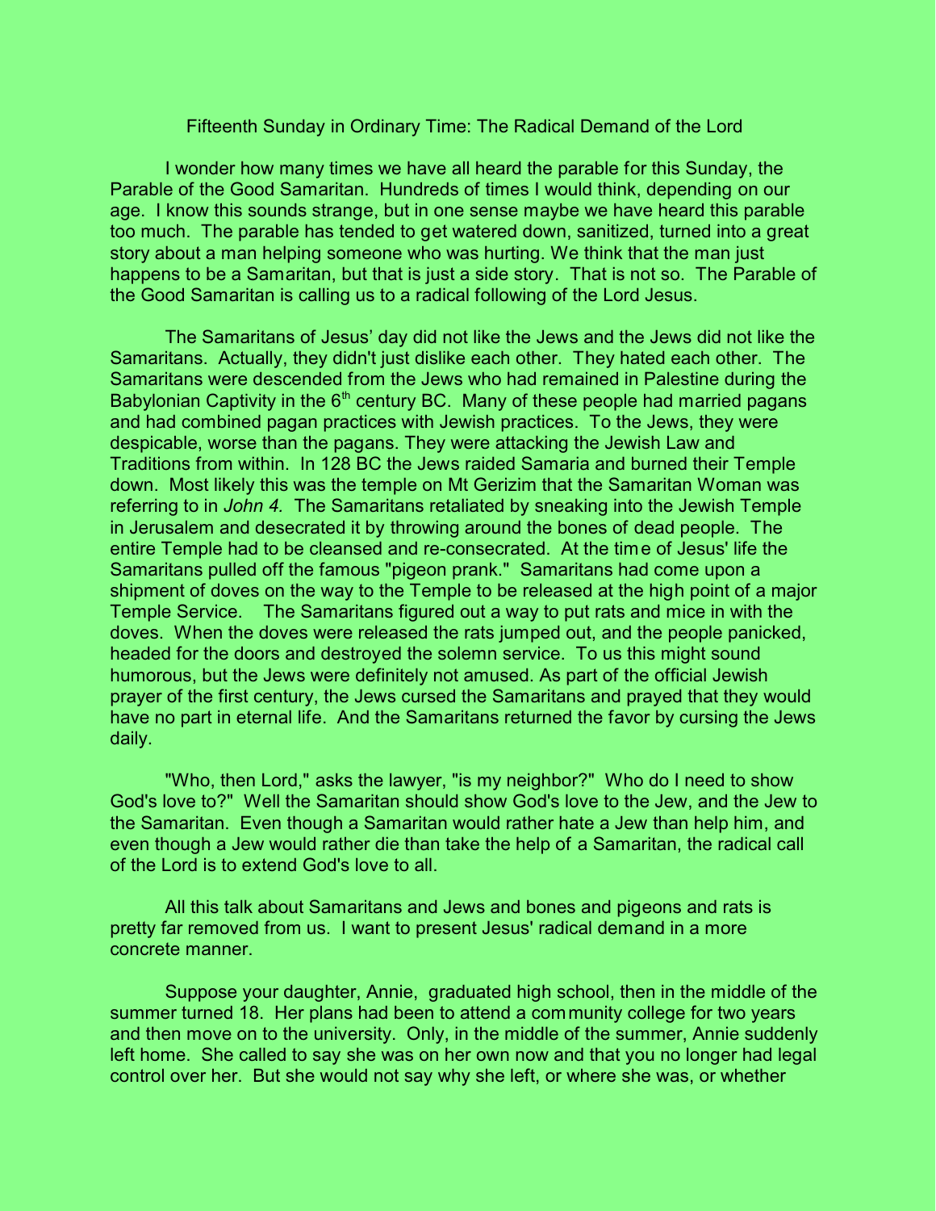# Fifteenth Sunday in Ordinary Time: The Radical Demand of the Lord

I wonder how many times we have all heard the parable for this Sunday, the Parable of the Good Samaritan. Hundreds of times I would think, depending on our age. I know this sounds strange, but in one sense maybe we have heard this parable too much. The parable has tended to get watered down, sanitized, turned into a great story about a man helping someone who was hurting. We think that the man just happens to be a Samaritan, but that is just a side story. That is not so. The Parable of the Good Samaritan is calling us to a radical following of the Lord Jesus.

The Samaritans of Jesus' day did not like the Jews and the Jews did not like the Samaritans. Actually, they didn't just dislike each other. They hated each other. The Samaritans were descended from the Jews who had remained in Palestine during the Babylonian Captivity in the 6th century BC. Many of these people had married pagans and had combined pagan practices with Jewish practices. To the Jews, they were despicable, worse than the pagans. They were attacking the Jewish Law and Traditions from within. In 128 BC the Jews raided Samaria and burned their Temple down. Most likely this was the temple on Mt Gerizim that the Samaritan Woman was referring to in *John 4.* The Samaritans retaliated by sneaking into the Jewish Temple in Jerusalem and desecrated it by throwing around the bones of dead people. The entire Temple had to be cleansed and re-consecrated. At the time of Jesus' life the Samaritans pulled off the famous "pigeon prank." Samaritans had come upon a shipment of doves on the way to the Temple to be released at the high point of a major Temple Service. The Samaritans figured out a way to put rats and mice in with the doves. When the doves were released the rats jumped out, and the people panicked, headed for the doors and destroyed the solemn service. To us this might sound humorous, but the Jews were definitely not amused. As part of the official Jewish prayer of the first century, the Jews cursed the Samaritans and prayed that they would have no part in eternal life. And the Samaritans returned the favor by cursing the Jews daily.

"Who, then Lord," asks the lawyer, "is my neighbor?" Who do I need to show God's love to?" Well the Samaritan should show God's love to the Jew, and the Jew to the Samaritan. Even though a Samaritan would rather hate a Jew than help him, and even though a Jew would rather die than take the help of a Samaritan, the radical call of the Lord is to extend God's love to all.

All this talk about Samaritans and Jews and bones and pigeons and rats is pretty far removed from us. I want to present Jesus' radical demand in a more concrete manner.

Suppose your daughter, Annie, graduated high school, then in the middle of the summer turned 18. Her plans had been to attend a community college for two years and then move on to the university. Only, in the middle of the summer, Annie suddenly left home. She called to say she was on her own now and that you no longer had legal control over her. But she would not say why she left, or where she was, or whether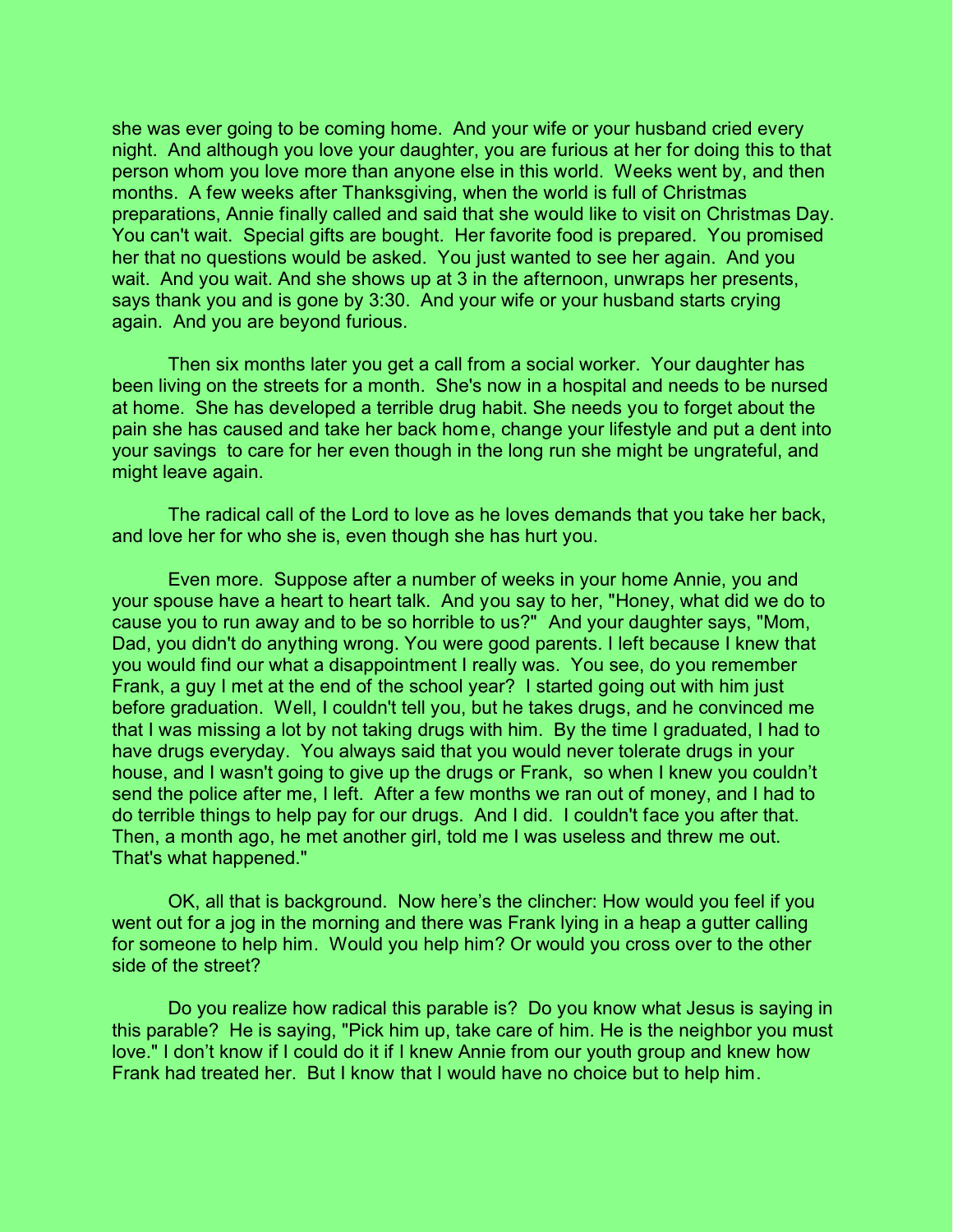she was ever going to be coming home. And your wife or your husband cried every night. And although you love your daughter, you are furious at her for doing this to that person whom you love more than anyone else in this world. Weeks went by, and then months. A few weeks after Thanksgiving, when the world is full of Christmas preparations, Annie finally called and said that she would like to visit on Christmas Day. You can't wait. Special gifts are bought. Her favorite food is prepared. You promised her that no questions would be asked. You just wanted to see her again. And you wait. And you wait. And she shows up at 3 in the afternoon, unwraps her presents, says thank you and is gone by 3:30. And your wife or your husband starts crying again. And you are beyond furious.

Then six months later you get a call from a social worker. Your daughter has been living on the streets for a month. She's now in a hospital and needs to be nursed at home. She has developed a terrible drug habit. She needs you to forget about the pain she has caused and take her back home, change your lifestyle and put a dent into your savings to care for her even though in the long run she might be ungrateful, and might leave again.

The radical call of the Lord to love as he loves demands that you take her back, and love her for who she is, even though she has hurt you.

Even more. Suppose after a number of weeks in your home Annie, you and your spouse have a heart to heart talk. And you say to her, "Honey, what did we do to cause you to run away and to be so horrible to us?" And your daughter says, "Mom, Dad, you didn't do anything wrong. You were good parents. I left because I knew that you would find our what a disappointment I really was. You see, do you remember Frank, a guy I met at the end of the school year? I started going out with him just before graduation. Well, I couldn't tell you, but he takes drugs, and he convinced me that I was missing a lot by not taking drugs with him. By the time I graduated, I had to have drugs everyday. You always said that you would never tolerate drugs in your house, and I wasn't going to give up the drugs or Frank, so when I knew you couldn't send the police after me, I left. After a few months we ran out of money, and I had to do terrible things to help pay for our drugs. And I did. I couldn't face you after that. Then, a month ago, he met another girl, told me I was useless and threw me out. That's what happened."

OK, all that is background. Now here's the clincher: How would you feel if you went out for a jog in the morning and there was Frank lying in a heap a gutter calling for someone to help him. Would you help him? Or would you cross over to the other side of the street?

Do you realize how radical this parable is? Do you know what Jesus is saying in this parable? He is saying, "Pick him up, take care of him. He is the neighbor you must love." I don't know if I could do it if I knew Annie from our youth group and knew how Frank had treated her. But I know that I would have no choice but to help him.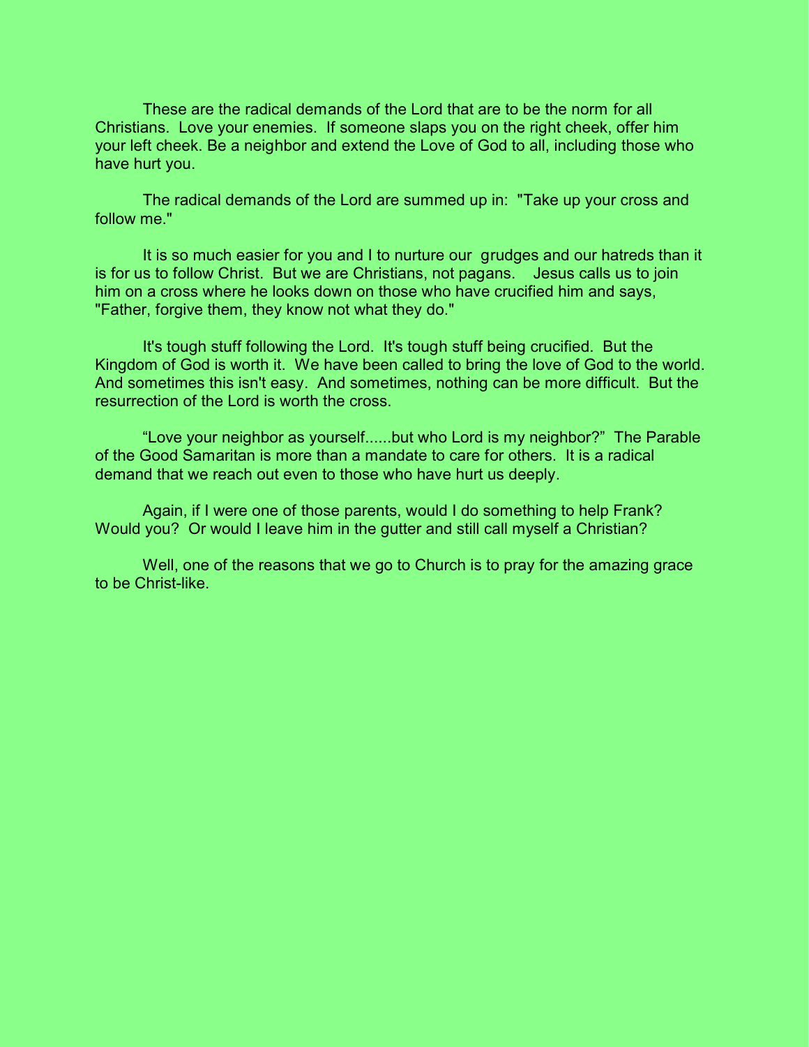These are the radical demands of the Lord that are to be the norm for all Christians. Love your enemies. If someone slaps you on the right cheek, offer him your left cheek. Be a neighbor and extend the Love of God to all, including those who have hurt you.

The radical demands of the Lord are summed up in: "Take up your cross and follow me."

It is so much easier for you and I to nurture our grudges and our hatreds than it is for us to follow Christ. But we are Christians, not pagans. Jesus calls us to join him on a cross where he looks down on those who have crucified him and says, "Father, forgive them, they know not what they do."

It's tough stuff following the Lord. It's tough stuff being crucified. But the Kingdom of God is worth it. We have been called to bring the love of God to the world. And sometimes this isn't easy. And sometimes, nothing can be more difficult. But the resurrection of the Lord is worth the cross.

"Love your neighbor as yourself......but who Lord is my neighbor?" The Parable of the Good Samaritan is more than a mandate to care for others. It is a radical demand that we reach out even to those who have hurt us deeply.

Again, if I were one of those parents, would I do something to help Frank? Would you? Or would I leave him in the gutter and still call myself a Christian?

Well, one of the reasons that we go to Church is to pray for the amazing grace to be Christ-like.